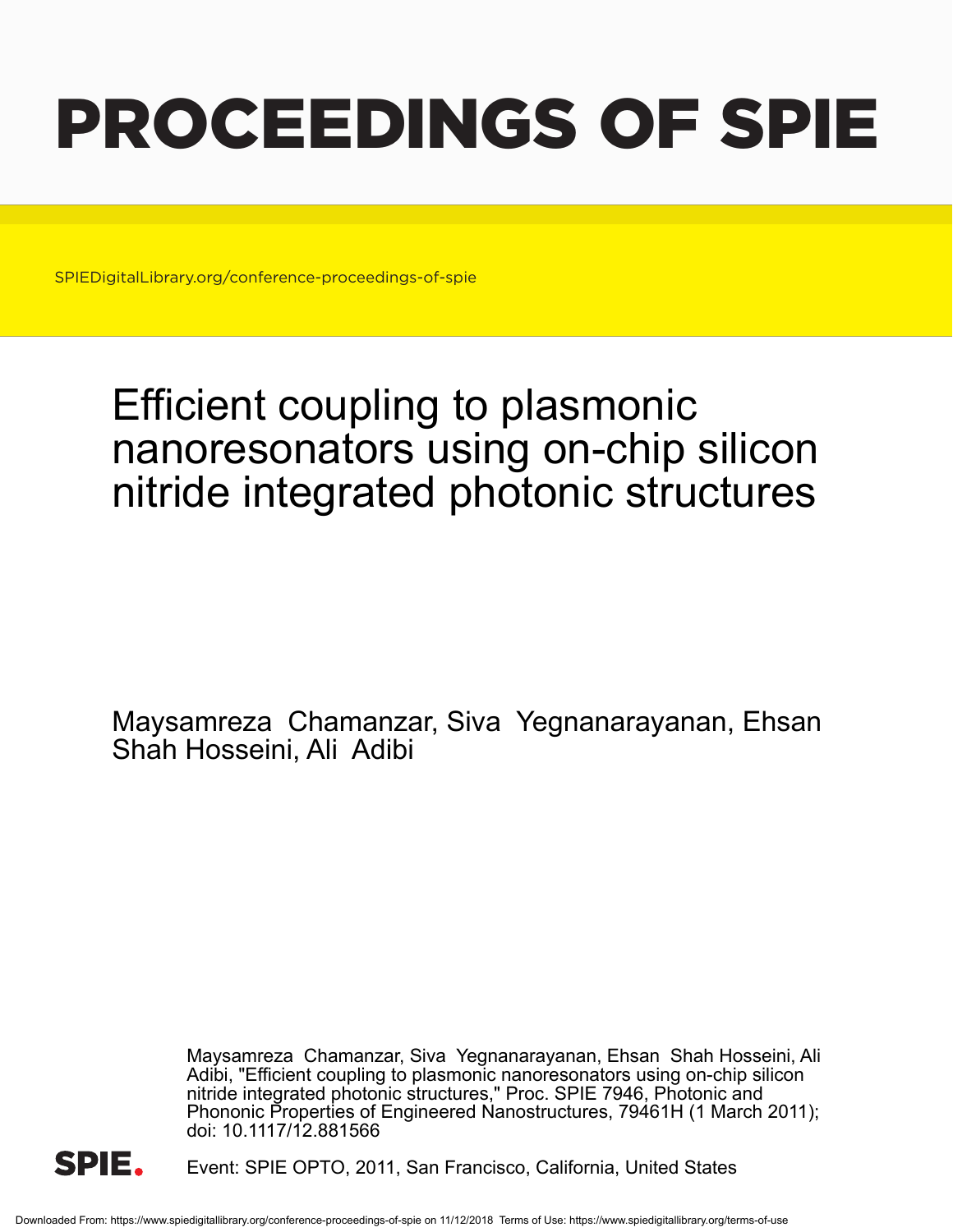# PROCEEDINGS OF SPIE

SPIEDigitalLibrary.org/conference-proceedings-of-spie

# Efficient coupling to plasmonic nanoresonators using on-chip silicon nitride integrated photonic structures

Maysamreza Chamanzar, Siva Yegnanarayanan, Ehsan Shah Hosseini, Ali Adibi

Maysamreza Chamanzar, Siva Yegnanarayanan, Ehsan Shah Hosseini, Ali Adibi, "Efficient coupling to plasmonic nanoresonators using on-chip silicon nitride integrated photonic structures," Proc. SPIE 7946, Photonic and Phononic Properties of Engineered Nanostructures, 79461H (1 March 2011); doi: 10.1117/12.881566

Event: SPIE OPTO, 2011, San Francisco, California, United States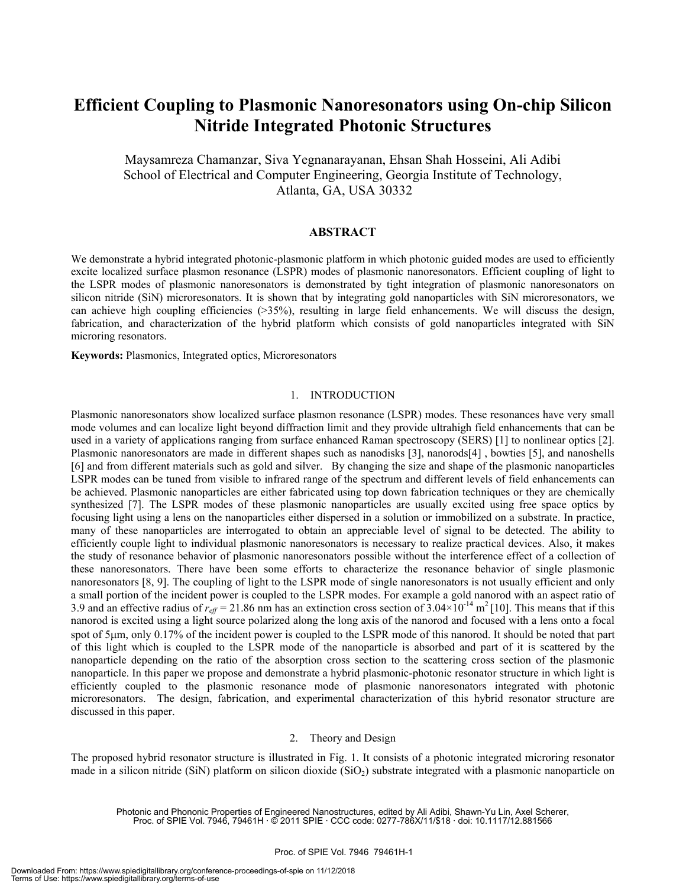# Efficient Coupling to Plasmonic Nanoresonators using On-chip Silicon Nitride Integrated Photonic Structures

Maysamreza Chamanzar, Siva Yegnanarayanan, Ehsan Shah Hosseini, Ali Adibi
School of Electrical and Computer Engineering, Georgia Institute of Technology, Atlanta, GA, USA 30332

## ABSTRACT

We demonstrate a hybrid integrated photonic-plasmonic platform in which photonic guided modes are used to efficiently excite localized surface plasmon resonance (LSPR) modes of plasmonic nanoresonators. Efficient coupling of light to the LSPR modes of plasmonic nanoresonators is demonstrated by tight integration of plasmonic nanoresonators on silicon nitride (SiN) microresonators. It is shown that by integrating gold nanoparticles with SiN microresonators, we can achieve high coupling efficiencies (>35%), resulting in large field enhancements. We will discuss the design, fabrication, and characterization of the hybrid platform which consists of gold nanoparticles integrated with SiN microring resonators.

**Keywords:** Plasmonics, Integrated optics, Microresonators

## 1. INTRODUCTION

Plasmonic nanoresonators show localized surface plasmon resonance (LSPR) modes. These resonances have very small mode volumes and can localize light beyond diffraction limit and they provide ultrahigh field enhancements that can be used in a variety of applications ranging from surface enhanced Raman spectroscopy (SERS) [1] to nonlinear optics [2]. Plasmonic nanoresonators are made in different shapes such as nanodisks [3], nanorods[4] , bowties [5], and nanoshells [6] and from different materials such as gold and silver. By changing the size and shape of the plasmonic nanoparticles LSPR modes can be tuned from visible to infrared range of the spectrum and different levels of field enhancements can be achieved. Plasmonic nanoparticles are either fabricated using top down fabrication techniques or they are chemically synthesized [7]. The LSPR modes of these plasmonic nanoparticles are usually excited using free space optics by focusing light using a lens on the nanoparticles either dispersed in a solution or immobilized on a substrate. In practice, many of these nanoparticles are interrogated to obtain an appreciable level of signal to be detected. The ability to efficiently couple light to individual plasmonic nanoresonators is necessary to realize practical devices. Also, it makes the study of resonance behavior of plasmonic nanoresonators possible without the interference effect of a collection of these nanoresonators. There have been some efforts to characterize the resonance behavior of single plasmonic nanoresonators [8, 9]. The coupling of light to the LSPR mode of single nanoresonators is not usually efficient and only a small portion of the incident power is coupled to the LSPR modes. For example a gold nanorod with an aspect ratio of 3.9 and an effective radius of $r_{eff}$ = 21.86 nm has an extinction cross section of $3.04\times10^{-14}$ m$^2$ [10]. This means that if this nanorod is excited using a light source polarized along the long axis of the nanorod and focused with a lens onto a focal spot of 5μm, only 0.17% of the incident power is coupled to the LSPR mode of this nanorod. It should be noted that part of this light which is coupled to the LSPR mode of the nanoparticle is absorbed and part of it is scattered by the nanoparticle depending on the ratio of the absorption cross section to the scattering cross section of the plasmonic nanoparticle. In this paper we propose and demonstrate a hybrid plasmonic-photonic resonator structure in which light is efficiently coupled to the plasmonic resonance mode of plasmonic nanoresonators integrated with photonic microresonators. The design, fabrication, and experimental characterization of this hybrid resonator structure are discussed in this paper.

## 2. Theory and Design

The proposed hybrid resonator structure is illustrated in Fig. 1. It consists of a photonic integrated microring resonator made in a silicon nitride (SiN) platform on silicon dioxide ($SiO_2$) substrate integrated with a plasmonic nanoparticle on

Photonic and Phononic Properties of Engineered Nanostructures, edited by Ali Adibi, Shawn-Yu Lin, Axel Scherer, Proc. of SPIE Vol. 7946, 79461H · © 2011 SPIE · CCC code: 0277-786X/11/$18 · doi: 10.1117/12.881566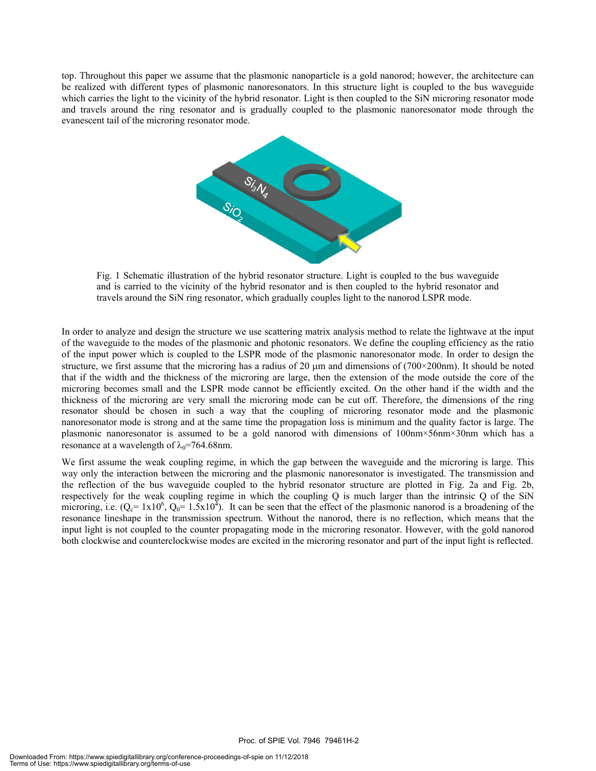top. Throughout this paper we assume that the plasmonic nanoparticle is a gold nanorod; however, the architecture can be realized with different types of plasmonic nanoresonators. In this structure light is coupled to the bus waveguide which carries the light to the vicinity of the hybrid resonator. Light is then coupled to the SiN microring resonator mode and travels around the ring resonator and is gradually coupled to the plasmonic nanoresonator mode through the evanescent tail of the microring resonator mode.

$Si_3N_4$

$SiO_2$

Fig. 1 Schematic illustration of the hybrid resonator structure. Light is coupled to the bus waveguide and is carried to the vicinity of the hybrid resonator and is then coupled to the hybrid resonator and travels around the SiN ring resonator, which gradually couples light to the nanorod LSPR mode.

In order to analyze and design the structure we use scattering matrix analysis method to relate the lightwave at the input of the waveguide to the modes of the plasmonic and photonic resonators. We define the coupling efficiency as the ratio of the input power which is coupled to the LSPR mode of the plasmonic nanoresonator mode. In order to design the structure, we first assume that the microring has a radius of 20 μm and dimensions of (700×200nm). It should be noted that if the width and the thickness of the microring are large, then the extension of the mode outside the core of the microring becomes small and the LSPR mode cannot be efficiently excited. On the other hand if the width and the thickness of the microring are very small the microring mode can be cut off. Therefore, the dimensions of the ring resonator should be chosen in such a way that the coupling of microring resonator mode and the plasmonic nanoresonator mode is strong and at the same time the propagation loss is minimum and the quality factor is large. The plasmonic nanoresonator is assumed to be a gold nanorod with dimensions of 100nm×56nm×30nm which has a resonance at a wavelength of $\lambda_0$=764.68nm.

We first assume the weak coupling regime, in which the gap between the waveguide and the microring is large. This way only the interaction between the microring and the plasmonic nanoresonator is investigated. The transmission and the reflection of the bus waveguide coupled to the hybrid resonator structure are plotted in Fig. 2a and Fig. 2b, respectively for the weak coupling regime in which the coupling Q is much larger than the intrinsic Q of the SiN microring, i.e. ($Q_c$= 1x10$^6$, $Q_0$= 1.5x10$^4$). It can be seen that the effect of the plasmonic nanorod is a broadening of the resonance lineshape in the transmission spectrum. Without the nanorod, there is no reflection, which means that the input light is not coupled to the counter propagating mode in the microring resonator. However, with the gold nanorod both clockwise and counterclockwise modes are excited in the microring resonator and part of the input light is reflected.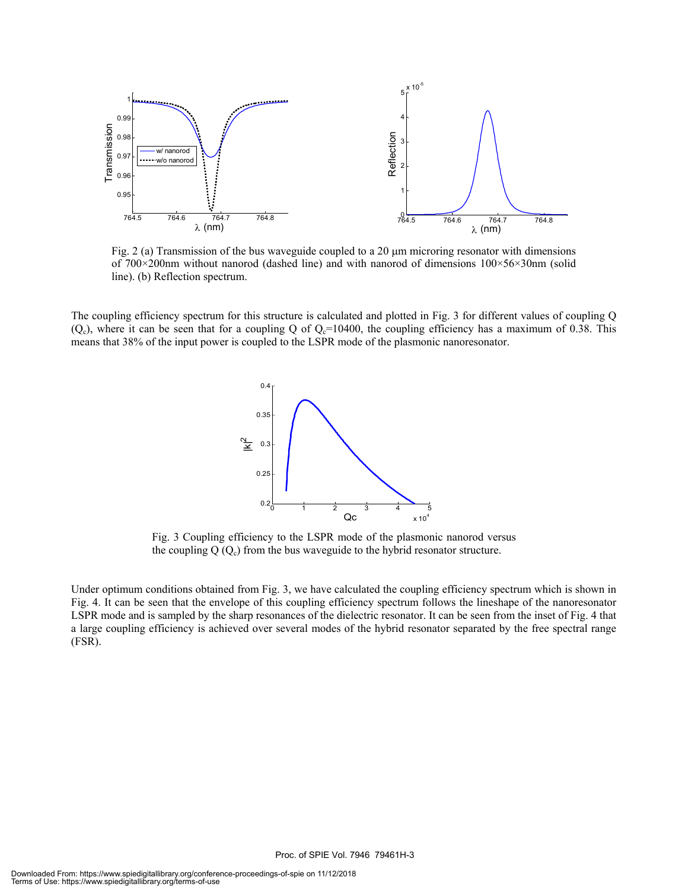Fig. 2 (a) Transmission of the bus waveguide coupled to a 20 μm microring resonator with dimensions of 700×200nm without nanorod (dashed line) and with nanorod of dimensions 100×56×30nm (solid line). (b) Reflection spectrum.

The coupling efficiency spectrum for this structure is calculated and plotted in Fig. 3 for different values of coupling Q ($Q_c$), where it can be seen that for a coupling Q of $Q_c$=10400, the coupling efficiency has a maximum of 0.38. This means that 38% of the input power is coupled to the LSPR mode of the plasmonic nanoresonator.

Fig. 3 Coupling efficiency to the LSPR mode of the plasmonic nanorod versus the coupling Q ($Q_c$) from the bus waveguide to the hybrid resonator structure.

Under optimum conditions obtained from Fig. 3, we have calculated the coupling efficiency spectrum which is shown in Fig. 4. It can be seen that the envelope of this coupling efficiency spectrum follows the lineshape of the nanoresonator LSPR mode and is sampled by the sharp resonances of the dielectric resonator. It can be seen from the inset of Fig. 4 that a large coupling efficiency is achieved over several modes of the hybrid resonator separated by the free spectral range (FSR).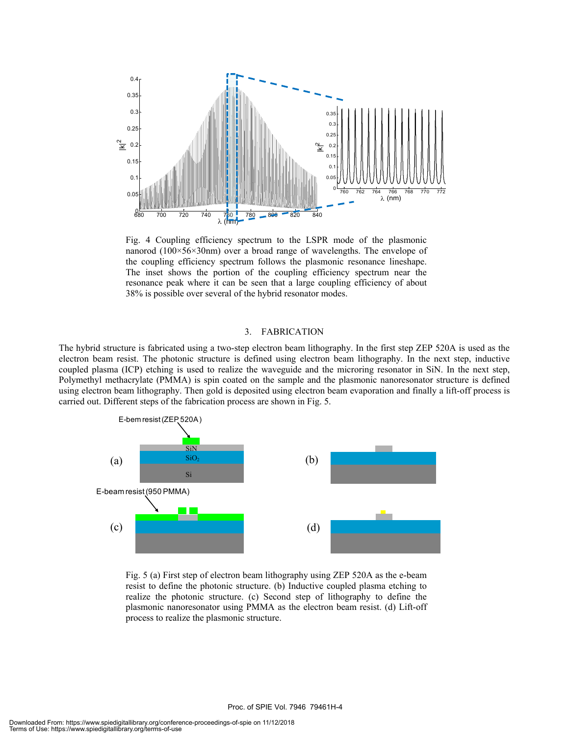Fig. 4 Coupling efficiency spectrum to the LSPR mode of the plasmonic nanorod (100×56×30nm) over a broad range of wavelengths. The envelope of the coupling efficiency spectrum follows the plasmonic resonance lineshape. The inset shows the portion of the coupling efficiency spectrum near the resonance peak where it can be seen that a large coupling efficiency of about 38% is possible over several of the hybrid resonator modes.

## 3. FABRICATION

The hybrid structure is fabricated using a two-step electron beam lithography. In the first step ZEP 520A is used as the electron beam resist. The photonic structure is defined using electron beam lithography. In the next step, inductive coupled plasma (ICP) etching is used to realize the waveguide and the microring resonator in SiN. In the next step, Polymethyl methacrylate (PMMA) is spin coated on the sample and the plasmonic nanoresonator structure is defined using electron beam lithography. Then gold is deposited using electron beam evaporation and finally a lift-off process is carried out. Different steps of the fabrication process are shown in Fig. 5.

Fig. 5 (a) First step of electron beam lithography using ZEP 520A as the e-beam resist to define the photonic structure. (b) Inductive coupled plasma etching to realize the photonic structure. (c) Second step of lithography to define the plasmonic nanoresonator using PMMA as the electron beam resist. (d) Lift-off process to realize the plasmonic structure.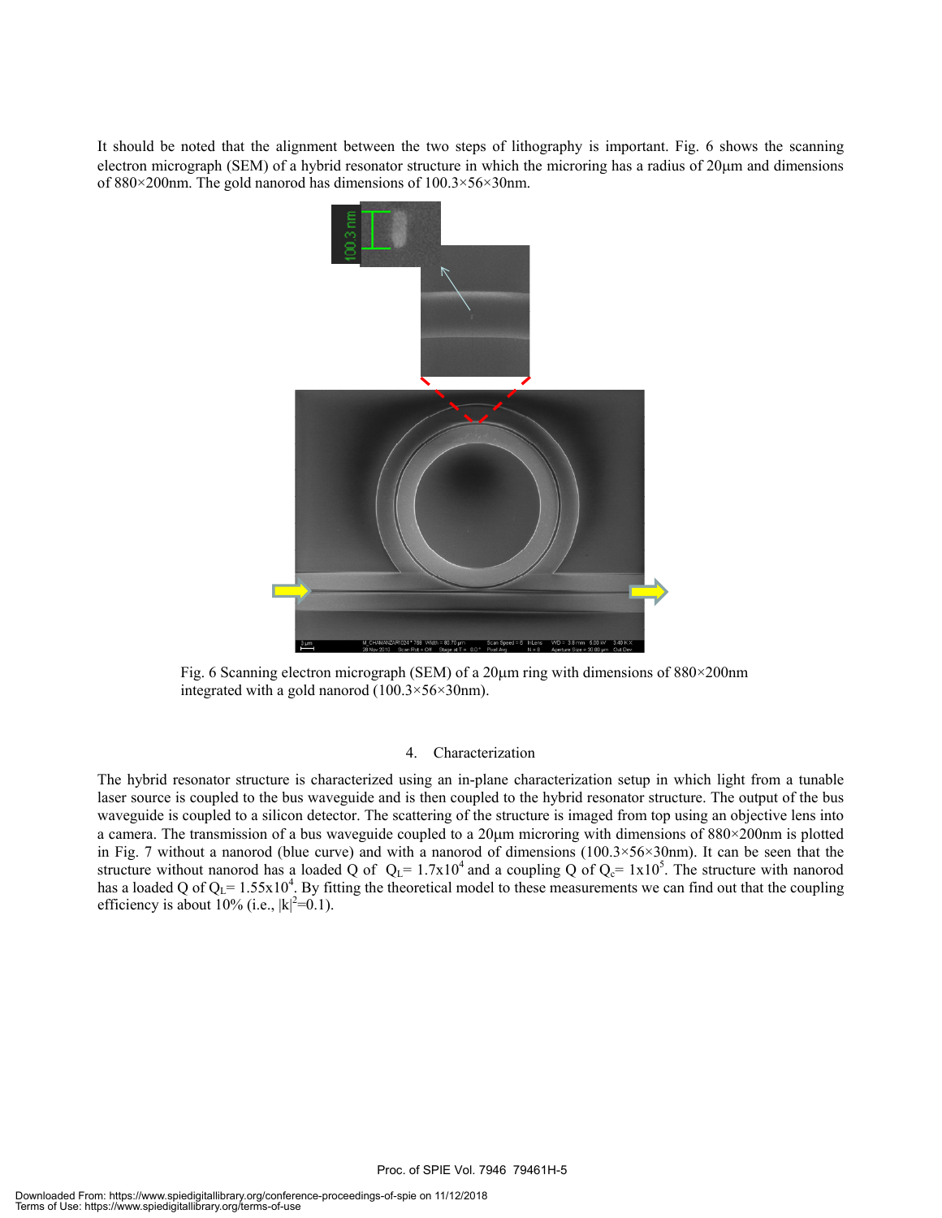It should be noted that the alignment between the two steps of lithography is important. Fig. 6 shows the scanning electron micrograph (SEM) of a hybrid resonator structure in which the microring has a radius of 20μm and dimensions of 880×200nm. The gold nanorod has dimensions of 100.3×56×30nm.

Fig. 6 Scanning electron micrograph (SEM) of a 20μm ring with dimensions of 880×200nm integrated with a gold nanorod (100.3×56×30nm).

## 4. Characterization

The hybrid resonator structure is characterized using an in-plane characterization setup in which light from a tunable laser source is coupled to the bus waveguide and is then coupled to the hybrid resonator structure. The output of the bus waveguide is coupled to a silicon detector. The scattering of the structure is imaged from top using an objective lens into a camera. The transmission of a bus waveguide coupled to a 20μm microring with dimensions of 880×200nm is plotted in Fig. 7 without a nanorod (blue curve) and with a nanorod of dimensions (100.3×56×30nm). It can be seen that the structure without nanorod has a loaded Q of $Q_L = 1.7\text{x}10^4$ and a coupling Q of $Q_c = 1\text{x}10^5$. The structure with nanorod has a loaded Q of $Q_L = 1.55\text{x}10^4$. By fitting the theoretical model to these measurements we can find out that the coupling efficiency is about 10% (i.e., $|k|^2=0.1$).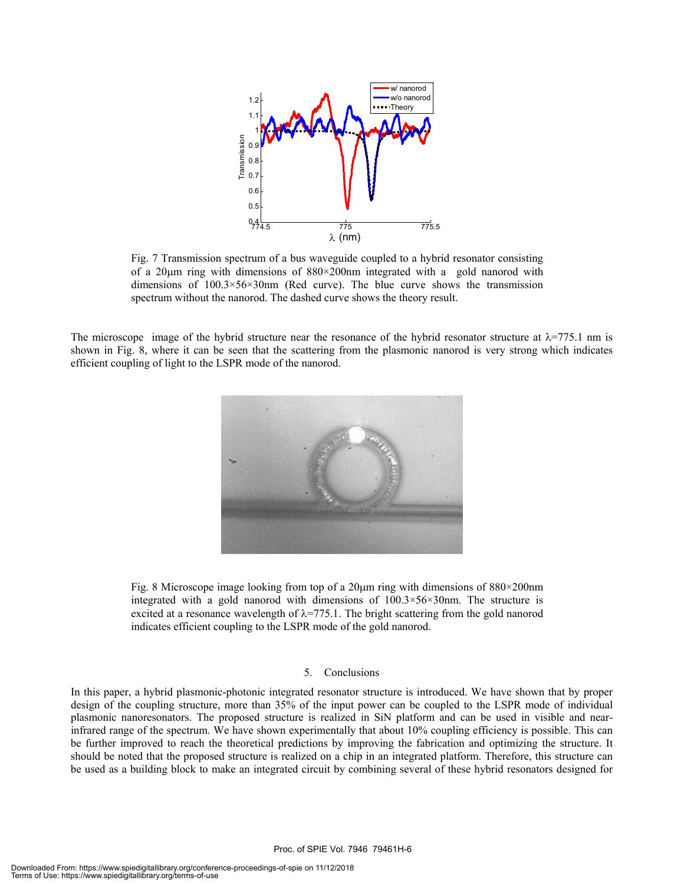Fig. 7 Transmission spectrum of a bus waveguide coupled to a hybrid resonator consisting of a 20μm ring with dimensions of 880×200nm integrated with a gold nanorod with dimensions of 100.3×56×30nm (Red curve). The blue curve shows the transmission spectrum without the nanorod. The dashed curve shows the theory result.

The microscope image of the hybrid structure near the resonance of the hybrid resonator structure at $\lambda$=775.1 nm is shown in Fig. 8, where it can be seen that the scattering from the plasmonic nanorod is very strong which indicates efficient coupling of light to the LSPR mode of the nanorod.

Fig. 8 Microscope image looking from top of a 20μm ring with dimensions of 880×200nm integrated with a gold nanorod with dimensions of 100.3×56×30nm. The structure is excited at a resonance wavelength of $\lambda$=775.1. The bright scattering from the gold nanorod indicates efficient coupling to the LSPR mode of the gold nanorod.

## 5. Conclusions

In this paper, a hybrid plasmonic-photonic integrated resonator structure is introduced. We have shown that by proper design of the coupling structure, more than 35% of the input power can be coupled to the LSPR mode of individual plasmonic nanoresonators. The proposed structure is realized in SiN platform and can be used in visible and near-infrared range of the spectrum. We have shown experimentally that about 10% coupling efficiency is possible. This can be further improved to reach the theoretical predictions by improving the fabrication and optimizing the structure. It should be noted that the proposed structure is realized on a chip in an integrated platform. Therefore, this structure can be used as a building block to make an integrated circuit by combining several of these hybrid resonators designed for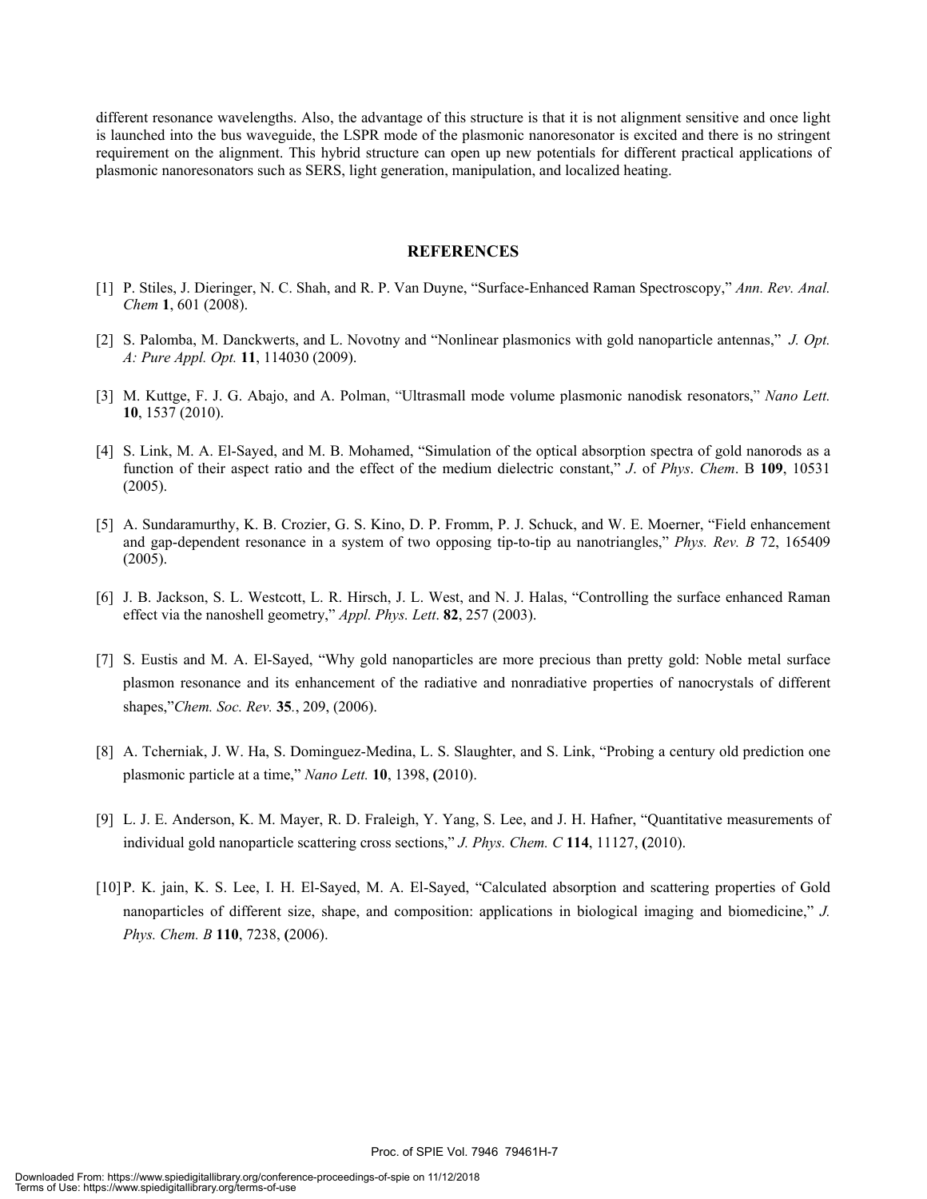different resonance wavelengths. Also, the advantage of this structure is that it is not alignment sensitive and once light is launched into the bus waveguide, the LSPR mode of the plasmonic nanoresonator is excited and there is no stringent requirement on the alignment. This hybrid structure can open up new potentials for different practical applications of plasmonic nanoresonators such as SERS, light generation, manipulation, and localized heating.

## REFERENCES

[1] P. Stiles, J. Dieringer, N. C. Shah, and R. P. Van Duyne, "Surface-Enhanced Raman Spectroscopy," *Ann. Rev. Anal. Chem* **1**, 601 (2008).

[2] S. Palomba, M. Danckwerts, and L. Novotny and "Nonlinear plasmonics with gold nanoparticle antennas," *J. Opt. A: Pure Appl. Opt.* **11**, 114030 (2009).

[3] M. Kuttge, F. J. G. Abajo, and A. Polman, "Ultrasmall mode volume plasmonic nanodisk resonators," *Nano Lett.* **10**, 1537 (2010).

[4] S. Link, M. A. El-Sayed, and M. B. Mohamed, "Simulation of the optical absorption spectra of gold nanorods as a function of their aspect ratio and the effect of the medium dielectric constant," *J*. of *Phys*. *Chem*. B **109**, 10531 (2005).

[5] A. Sundaramurthy, K. B. Crozier, G. S. Kino, D. P. Fromm, P. J. Schuck, and W. E. Moerner, "Field enhancement and gap-dependent resonance in a system of two opposing tip-to-tip au nanotriangles," *Phys. Rev. B* 72, 165409 (2005).

[6] J. B. Jackson, S. L. Westcott, L. R. Hirsch, J. L. West, and N. J. Halas, "Controlling the surface enhanced Raman effect via the nanoshell geometry," *Appl. Phys. Lett*. **82**, 257 (2003).

[7] S. Eustis and M. A. El-Sayed, "Why gold nanoparticles are more precious than pretty gold: Noble metal surface plasmon resonance and its enhancement of the radiative and nonradiative properties of nanocrystals of different shapes,"*Chem. Soc. Rev.* **35**., 209, (2006).

[8] A. Tcherniak, J. W. Ha, S. Dominguez-Medina, L. S. Slaughter, and S. Link, "Probing a century old prediction one plasmonic particle at a time," *Nano Lett.* **10**, 1398, **(**2010).

[9] L. J. E. Anderson, K. M. Mayer, R. D. Fraleigh, Y. Yang, S. Lee, and J. H. Hafner, "Quantitative measurements of individual gold nanoparticle scattering cross sections," *J. Phys. Chem. C* **114**, 11127, **(**2010).

[10] P. K. jain, K. S. Lee, I. H. El-Sayed, M. A. El-Sayed, "Calculated absorption and scattering properties of Gold nanoparticles of different size, shape, and composition: applications in biological imaging and biomedicine," *J. Phys. Chem. B* **110**, 7238, **(**2006).